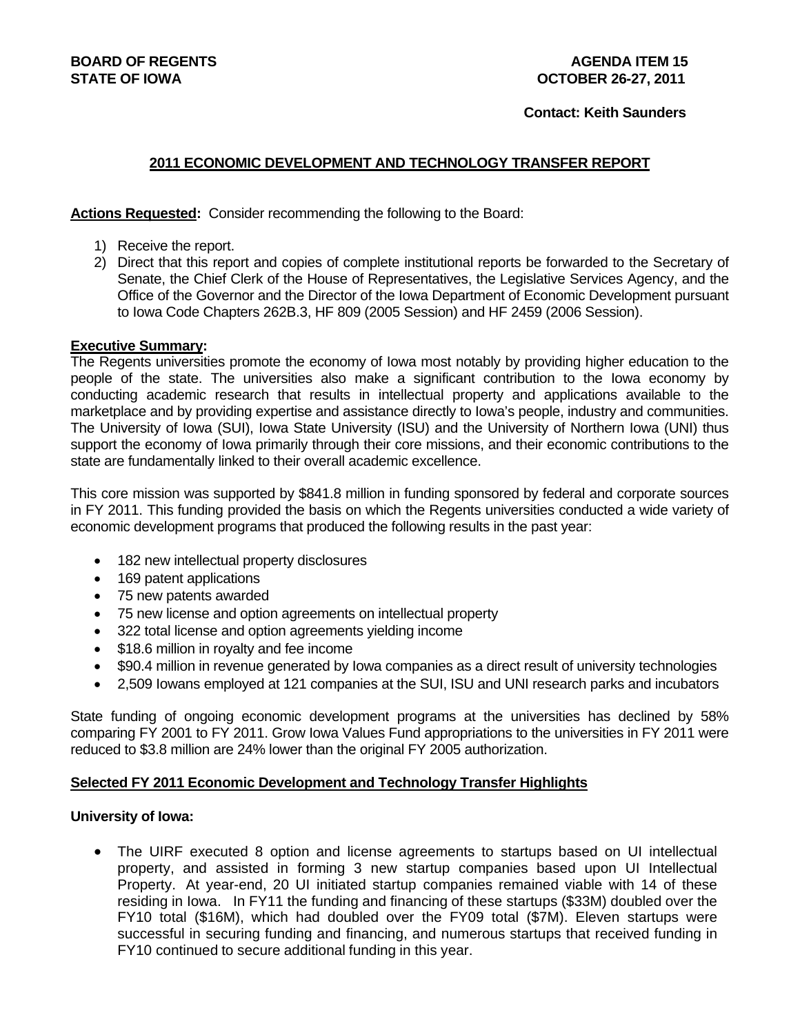**BOARD OF REGENTS**
**STATE OF IOWA**

**AGENDA ITEM 15**
**OCTOBER 26-27, 2011**

**Contact: Keith Saunders**

## 2011 ECONOMIC DEVELOPMENT AND TECHNOLOGY TRANSFER REPORT

**Actions Requested:** Consider recommending the following to the Board:

1) Receive the report.
2) Direct that this report and copies of complete institutional reports be forwarded to the Secretary of Senate, the Chief Clerk of the House of Representatives, the Legislative Services Agency, and the Office of the Governor and the Director of the Iowa Department of Economic Development pursuant to Iowa Code Chapters 262B.3, HF 809 (2005 Session) and HF 2459 (2006 Session).

**Executive Summary:**
The Regents universities promote the economy of Iowa most notably by providing higher education to the people of the state. The universities also make a significant contribution to the Iowa economy by conducting academic research that results in intellectual property and applications available to the marketplace and by providing expertise and assistance directly to Iowa's people, industry and communities. The University of Iowa (SUI), Iowa State University (ISU) and the University of Northern Iowa (UNI) thus support the economy of Iowa primarily through their core missions, and their economic contributions to the state are fundamentally linked to their overall academic excellence.

This core mission was supported by $841.8 million in funding sponsored by federal and corporate sources in FY 2011. This funding provided the basis on which the Regents universities conducted a wide variety of economic development programs that produced the following results in the past year:

- 182 new intellectual property disclosures
- 169 patent applications
- 75 new patents awarded
- 75 new license and option agreements on intellectual property
- 322 total license and option agreements yielding income
- $18.6 million in royalty and fee income
- $90.4 million in revenue generated by Iowa companies as a direct result of university technologies
- 2,509 Iowans employed at 121 companies at the SUI, ISU and UNI research parks and incubators

State funding of ongoing economic development programs at the universities has declined by 58% comparing FY 2001 to FY 2011. Grow Iowa Values Fund appropriations to the universities in FY 2011 were reduced to $3.8 million are 24% lower than the original FY 2005 authorization.

**Selected FY 2011 Economic Development and Technology Transfer Highlights**

**University of Iowa:**

- The UIRF executed 8 option and license agreements to startups based on UI intellectual property, and assisted in forming 3 new startup companies based upon UI Intellectual Property. At year-end, 20 UI initiated startup companies remained viable with 14 of these residing in Iowa. In FY11 the funding and financing of these startups ($33M) doubled over the FY10 total ($16M), which had doubled over the FY09 total ($7M). Eleven startups were successful in securing funding and financing, and numerous startups that received funding in FY10 continued to secure additional funding in this year.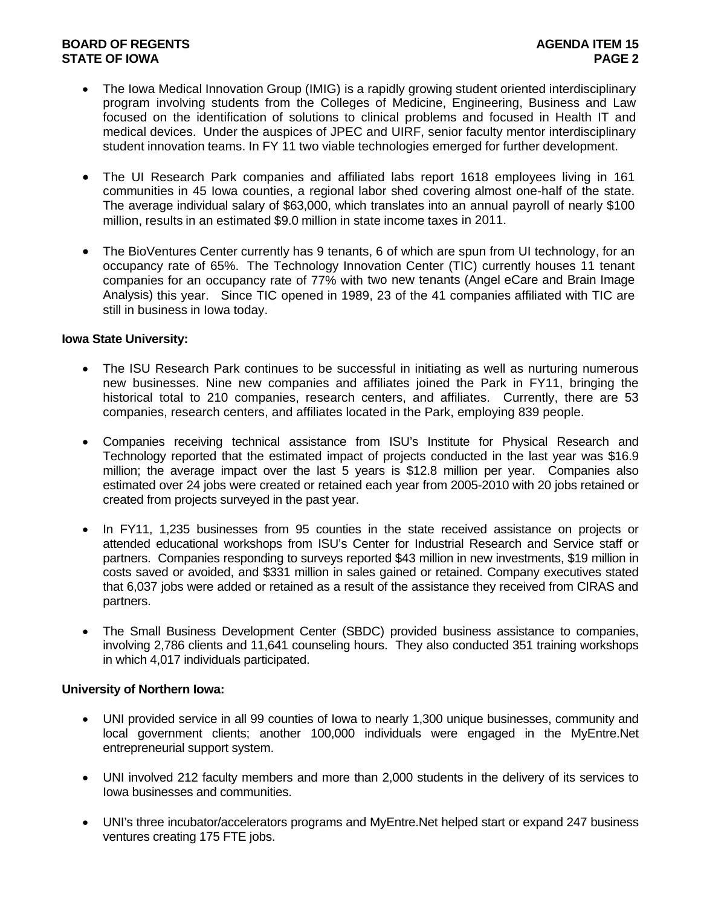- The Iowa Medical Innovation Group (IMIG) is a rapidly growing student oriented interdisciplinary program involving students from the Colleges of Medicine, Engineering, Business and Law focused on the identification of solutions to clinical problems and focused in Health IT and medical devices. Under the auspices of JPEC and UIRF, senior faculty mentor interdisciplinary student innovation teams. In FY 11 two viable technologies emerged for further development.

- The UI Research Park companies and affiliated labs report 1618 employees living in 161 communities in 45 Iowa counties, a regional labor shed covering almost one-half of the state. The average individual salary of $63,000, which translates into an annual payroll of nearly $100 million, results in an estimated $9.0 million in state income taxes in 2011.

- The BioVentures Center currently has 9 tenants, 6 of which are spun from UI technology, for an occupancy rate of 65%. The Technology Innovation Center (TIC) currently houses 11 tenant companies for an occupancy rate of 77% with two new tenants (Angel eCare and Brain Image Analysis) this year. Since TIC opened in 1989, 23 of the 41 companies affiliated with TIC are still in business in Iowa today.

**Iowa State University:**

- The ISU Research Park continues to be successful in initiating as well as nurturing numerous new businesses. Nine new companies and affiliates joined the Park in FY11, bringing the historical total to 210 companies, research centers, and affiliates. Currently, there are 53 companies, research centers, and affiliates located in the Park, employing 839 people.

- Companies receiving technical assistance from ISU's Institute for Physical Research and Technology reported that the estimated impact of projects conducted in the last year was $16.9 million; the average impact over the last 5 years is $12.8 million per year. Companies also estimated over 24 jobs were created or retained each year from 2005-2010 with 20 jobs retained or created from projects surveyed in the past year.

- In FY11, 1,235 businesses from 95 counties in the state received assistance on projects or attended educational workshops from ISU's Center for Industrial Research and Service staff or partners. Companies responding to surveys reported $43 million in new investments, $19 million in costs saved or avoided, and $331 million in sales gained or retained. Company executives stated that 6,037 jobs were added or retained as a result of the assistance they received from CIRAS and partners.

- The Small Business Development Center (SBDC) provided business assistance to companies, involving 2,786 clients and 11,641 counseling hours. They also conducted 351 training workshops in which 4,017 individuals participated.

**University of Northern Iowa:**

- UNI provided service in all 99 counties of Iowa to nearly 1,300 unique businesses, community and local government clients; another 100,000 individuals were engaged in the MyEntre.Net entrepreneurial support system.

- UNI involved 212 faculty members and more than 2,000 students in the delivery of its services to Iowa businesses and communities.

- UNI's three incubator/accelerators programs and MyEntre.Net helped start or expand 247 business ventures creating 175 FTE jobs.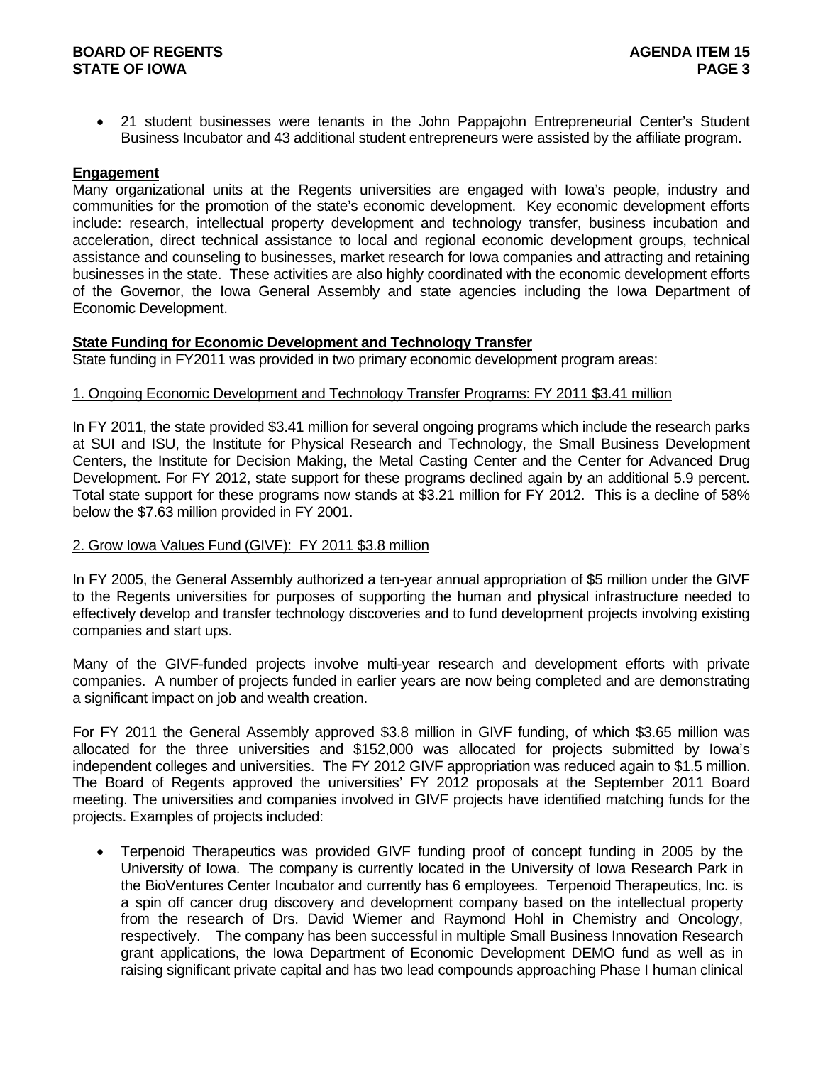- 21 student businesses were tenants in the John Pappajohn Entrepreneurial Center's Student Business Incubator and 43 additional student entrepreneurs were assisted by the affiliate program.

**Engagement**

Many organizational units at the Regents universities are engaged with Iowa's people, industry and communities for the promotion of the state's economic development. Key economic development efforts include: research, intellectual property development and technology transfer, business incubation and acceleration, direct technical assistance to local and regional economic development groups, technical assistance and counseling to businesses, market research for Iowa companies and attracting and retaining businesses in the state. These activities are also highly coordinated with the economic development efforts of the Governor, the Iowa General Assembly and state agencies including the Iowa Department of Economic Development.

**State Funding for Economic Development and Technology Transfer**

State funding in FY2011 was provided in two primary economic development program areas:

1. Ongoing Economic Development and Technology Transfer Programs: FY 2011 $3.41 million

In FY 2011, the state provided $3.41 million for several ongoing programs which include the research parks at SUI and ISU, the Institute for Physical Research and Technology, the Small Business Development Centers, the Institute for Decision Making, the Metal Casting Center and the Center for Advanced Drug Development. For FY 2012, state support for these programs declined again by an additional 5.9 percent. Total state support for these programs now stands at $3.21 million for FY 2012. This is a decline of 58% below the $7.63 million provided in FY 2001.

2. Grow Iowa Values Fund (GIVF): FY 2011 $3.8 million

In FY 2005, the General Assembly authorized a ten-year annual appropriation of $5 million under the GIVF to the Regents universities for purposes of supporting the human and physical infrastructure needed to effectively develop and transfer technology discoveries and to fund development projects involving existing companies and start ups.

Many of the GIVF-funded projects involve multi-year research and development efforts with private companies. A number of projects funded in earlier years are now being completed and are demonstrating a significant impact on job and wealth creation.

For FY 2011 the General Assembly approved $3.8 million in GIVF funding, of which $3.65 million was allocated for the three universities and $152,000 was allocated for projects submitted by Iowa's independent colleges and universities. The FY 2012 GIVF appropriation was reduced again to $1.5 million. The Board of Regents approved the universities' FY 2012 proposals at the September 2011 Board meeting. The universities and companies involved in GIVF projects have identified matching funds for the projects. Examples of projects included:

- Terpenoid Therapeutics was provided GIVF funding proof of concept funding in 2005 by the University of Iowa. The company is currently located in the University of Iowa Research Park in the BioVentures Center Incubator and currently has 6 employees. Terpenoid Therapeutics, Inc. is a spin off cancer drug discovery and development company based on the intellectual property from the research of Drs. David Wiemer and Raymond Hohl in Chemistry and Oncology, respectively. The company has been successful in multiple Small Business Innovation Research grant applications, the Iowa Department of Economic Development DEMO fund as well as in raising significant private capital and has two lead compounds approaching Phase I human clinical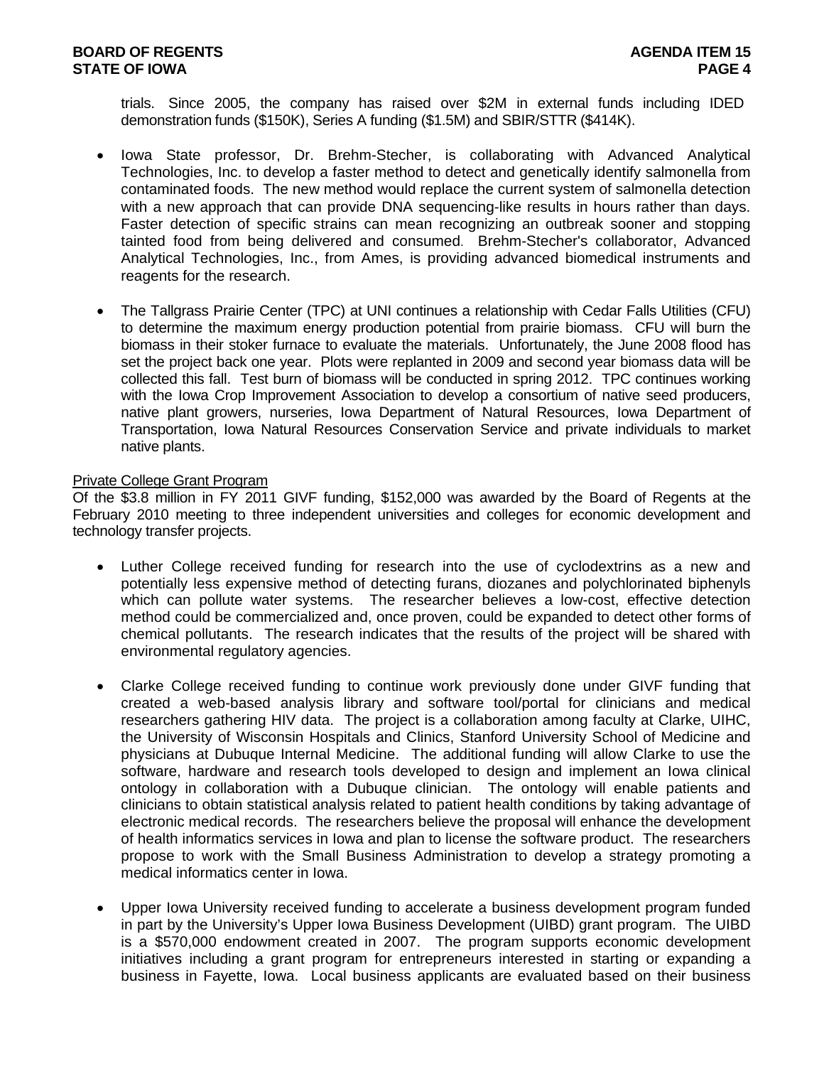trials. Since 2005, the company has raised over $2M in external funds including IDED demonstration funds ($150K), Series A funding ($1.5M) and SBIR/STTR ($414K).

- Iowa State professor, Dr. Brehm-Stecher, is collaborating with Advanced Analytical Technologies, Inc. to develop a faster method to detect and genetically identify salmonella from contaminated foods. The new method would replace the current system of salmonella detection with a new approach that can provide DNA sequencing-like results in hours rather than days. Faster detection of specific strains can mean recognizing an outbreak sooner and stopping tainted food from being delivered and consumed. Brehm-Stecher's collaborator, Advanced Analytical Technologies, Inc., from Ames, is providing advanced biomedical instruments and reagents for the research.

- The Tallgrass Prairie Center (TPC) at UNI continues a relationship with Cedar Falls Utilities (CFU) to determine the maximum energy production potential from prairie biomass. CFU will burn the biomass in their stoker furnace to evaluate the materials. Unfortunately, the June 2008 flood has set the project back one year. Plots were replanted in 2009 and second year biomass data will be collected this fall. Test burn of biomass will be conducted in spring 2012. TPC continues working with the Iowa Crop Improvement Association to develop a consortium of native seed producers, native plant growers, nurseries, Iowa Department of Natural Resources, Iowa Department of Transportation, Iowa Natural Resources Conservation Service and private individuals to market native plants.

<u>Private College Grant Program</u>
Of the $3.8 million in FY 2011 GIVF funding, $152,000 was awarded by the Board of Regents at the February 2010 meeting to three independent universities and colleges for economic development and technology transfer projects.

- Luther College received funding for research into the use of cyclodextrins as a new and potentially less expensive method of detecting furans, diozanes and polychlorinated biphenyls which can pollute water systems. The researcher believes a low-cost, effective detection method could be commercialized and, once proven, could be expanded to detect other forms of chemical pollutants. The research indicates that the results of the project will be shared with environmental regulatory agencies.

- Clarke College received funding to continue work previously done under GIVF funding that created a web-based analysis library and software tool/portal for clinicians and medical researchers gathering HIV data. The project is a collaboration among faculty at Clarke, UIHC, the University of Wisconsin Hospitals and Clinics, Stanford University School of Medicine and physicians at Dubuque Internal Medicine. The additional funding will allow Clarke to use the software, hardware and research tools developed to design and implement an Iowa clinical ontology in collaboration with a Dubuque clinician. The ontology will enable patients and clinicians to obtain statistical analysis related to patient health conditions by taking advantage of electronic medical records. The researchers believe the proposal will enhance the development of health informatics services in Iowa and plan to license the software product. The researchers propose to work with the Small Business Administration to develop a strategy promoting a medical informatics center in Iowa.

- Upper Iowa University received funding to accelerate a business development program funded in part by the University's Upper Iowa Business Development (UIBD) grant program. The UIBD is a $570,000 endowment created in 2007. The program supports economic development initiatives including a grant program for entrepreneurs interested in starting or expanding a business in Fayette, Iowa. Local business applicants are evaluated based on their business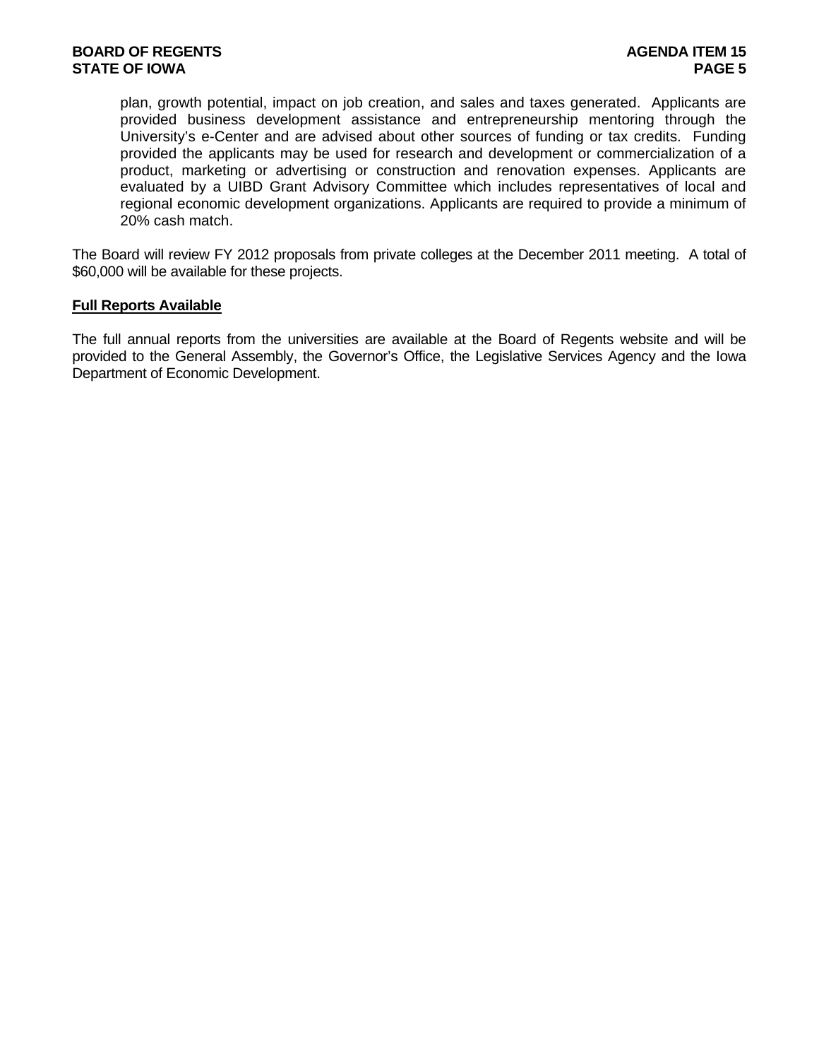plan, growth potential, impact on job creation, and sales and taxes generated. Applicants are provided business development assistance and entrepreneurship mentoring through the University's e-Center and are advised about other sources of funding or tax credits. Funding provided the applicants may be used for research and development or commercialization of a product, marketing or advertising or construction and renovation expenses. Applicants are evaluated by a UIBD Grant Advisory Committee which includes representatives of local and regional economic development organizations. Applicants are required to provide a minimum of 20% cash match.

The Board will review FY 2012 proposals from private colleges at the December 2011 meeting. A total of $60,000 will be available for these projects.

**Full Reports Available**

The full annual reports from the universities are available at the Board of Regents website and will be provided to the General Assembly, the Governor's Office, the Legislative Services Agency and the Iowa Department of Economic Development.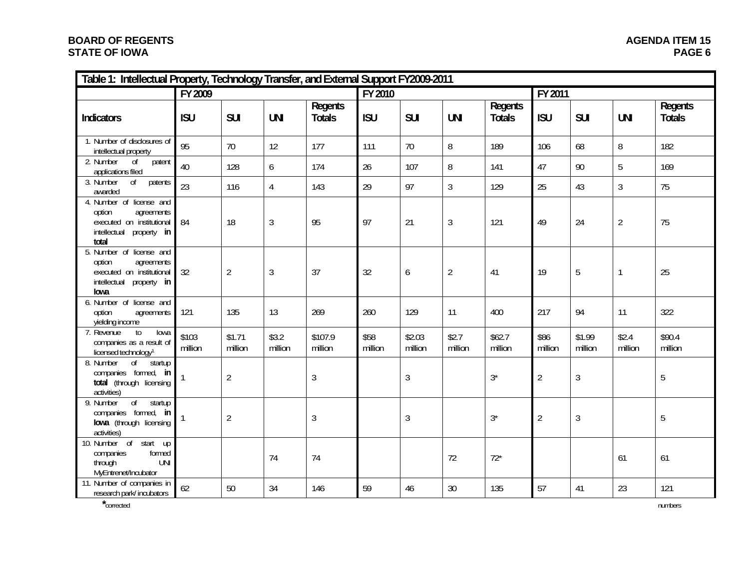| Table 1: Intellectual Property, Technology Transfer, and External Support FY2009-2011 | | | | | | | | | | | | |
|---|---|---|---|---|---|---|---|---|---|---|---|---|
| | FY 2009 | | | | FY 2010 | | | | FY 2011 | | | |
| Indicators | ISU | SUI | UNI | Regents Totals | ISU | SUI | UNI | Regents Totals | ISU | SUI | UNI | Regents Totals |
| 1. Number of disclosures of intellectual property | 95 | 70 | 12 | 177 | 111 | 70 | 8 | 189 | 106 | 68 | 8 | 182 |
| 2. Number of patent applications filed | 40 | 128 | 6 | 174 | 26 | 107 | 8 | 141 | 47 | 90 | 5 | 169 |
| 3. Number of patents awarded | 23 | 116 | 4 | 143 | 29 | 97 | 3 | 129 | 25 | 43 | 3 | 75 |
| 4. Number of license and option agreements executed on institutional intellectual property **in total** | 84 | 18 | 3 | 95 | 97 | 21 | 3 | 121 | 49 | 24 | 2 | 75 |
| 5. Number of license and option agreements executed on institutional intellectual property **in Iowa** | 32 | 2 | 3 | 37 | 32 | 6 | 2 | 41 | 19 | 5 | 1 | 25 |
| 6. Number of license and option agreements yielding income | 121 | 135 | 13 | 269 | 260 | 129 | 11 | 400 | 217 | 94 | 11 | 322 |
| 7. Revenue to Iowa companies as a result of licensed technology[1] | $103 million | $1.71 million | $3.2 million | $107.9 million | $58 million | $2.03 million | $2.7 million | $62.7 million | $86 million | $1.99 million | $2.4 million | $90.4 million |
| 8. Number of startup companies formed, **in total** (through licensing activities) | 1 | 2 | | 3 | | 3 | | 3* | 2 | 3 | | 5 |
| 9. Number of startup companies formed, **in Iowa** (through licensing activities) | 1 | 2 | | 3 | | 3 | | 3* | 2 | 3 | | 5 |
| 10. Number of start up companies formed through UNI MyEntrenet/Incubator | | | 74 | 74 | | | 72 | 72* | | | 61 | 61 |
| 11. Number of companies in research park/ incubators | 62 | 50 | 34 | 146 | 59 | 46 | 30 | 135 | 57 | 41 | 23 | 121 |

*corrected numbers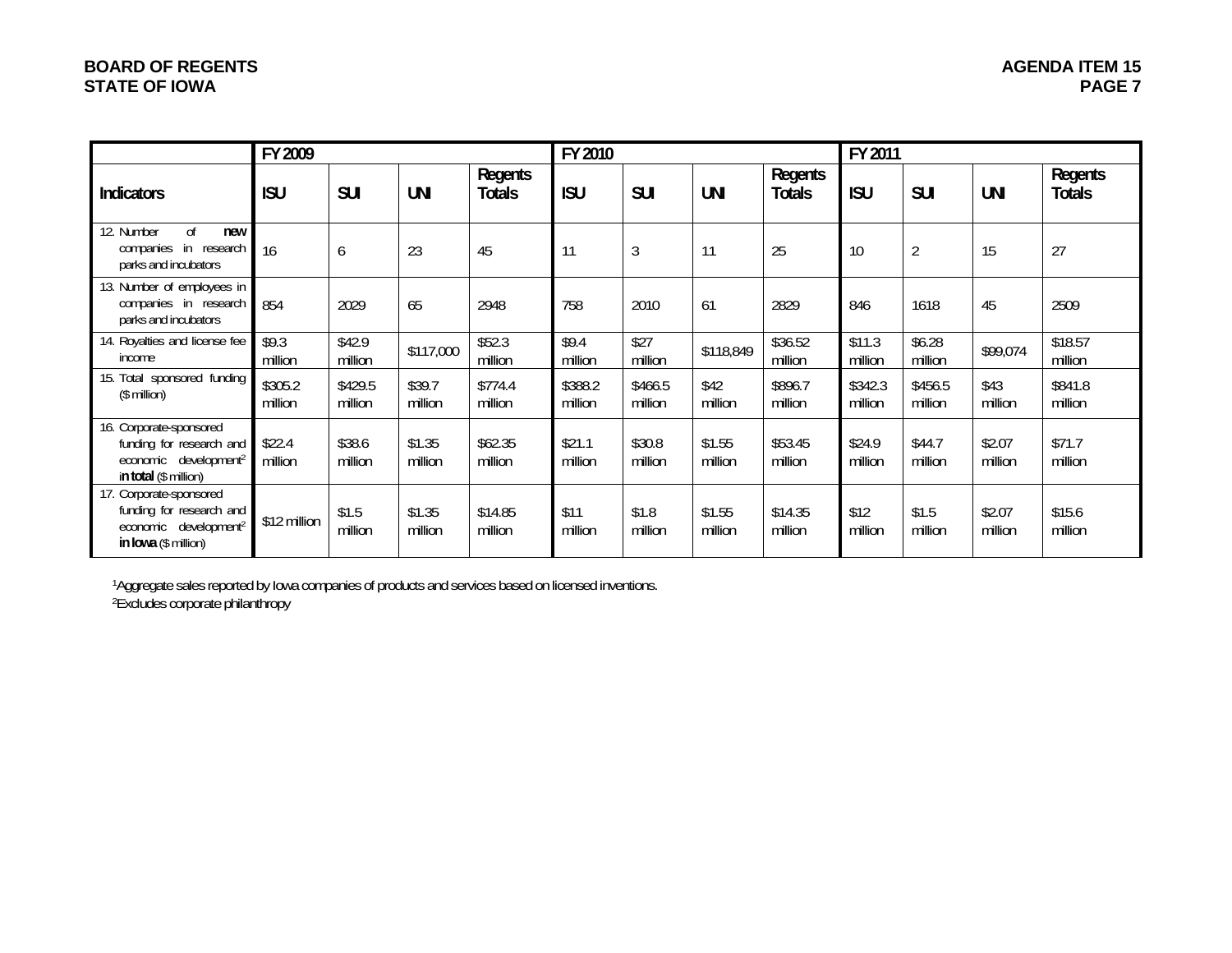| | FY 2009 | | | | FY 2010 | | | | FY 2011 | | | |
|---|---|---|---|---|---|---|---|---|---|---|---|---|
| **Indicators** | **ISU** | **SUI** | **UNI** | **Regents Totals** | **ISU** | **SUI** | **UNI** | **Regents Totals** | **ISU** | **SUI** | **UNI** | **Regents Totals** |
| 12. Number of **new** companies in research parks and incubators | 16 | 6 | 23 | 45 | 11 | 3 | 11 | 25 | 10 | 2 | 15 | 27 |
| 13. Number of employees in companies in research parks and incubators | 854 | 2029 | 65 | 2948 | 758 | 2010 | 61 | 2829 | 846 | 1618 | 45 | 2509 |
| 14. Royalties and license fee income | $9.3 million | $42.9 million | $117,000 | $52.3 million | $9.4 million | $27 million | $118,849 | $36.52 million | $11.3 million | $6.28 million | $99,074 | $18.57 million |
| 15. Total sponsored funding ($ million) | $305.2 million | $429.5 million | $39.7 million | $774.4 million | $388.2 million | $466.5 million | $42 million | $896.7 million | $342.3 million | $456.5 million | $43 million | $841.8 million |
| 16. Corporate-sponsored funding for research and economic development[2] **in total** ($ million) | $22.4 million | $38.6 million | $1.35 million | $62.35 million | $21.1 million | $30.8 million | $1.55 million | $53.45 million | $24.9 million | $44.7 million | $2.07 million | $71.7 million |
| 17. Corporate-sponsored funding for research and economic development[2] **in Iowa** ($ million) | $12 million | $1.5 million | $1.35 million | $14.85 million | $11 million | $1.8 million | $1.55 million | $14.35 million | $12 million | $1.5 million | $2.07 million | $15.6 million |

[1]Aggregate sales reported by Iowa companies of products and services based on licensed inventions.

[2]Excludes corporate philanthropy